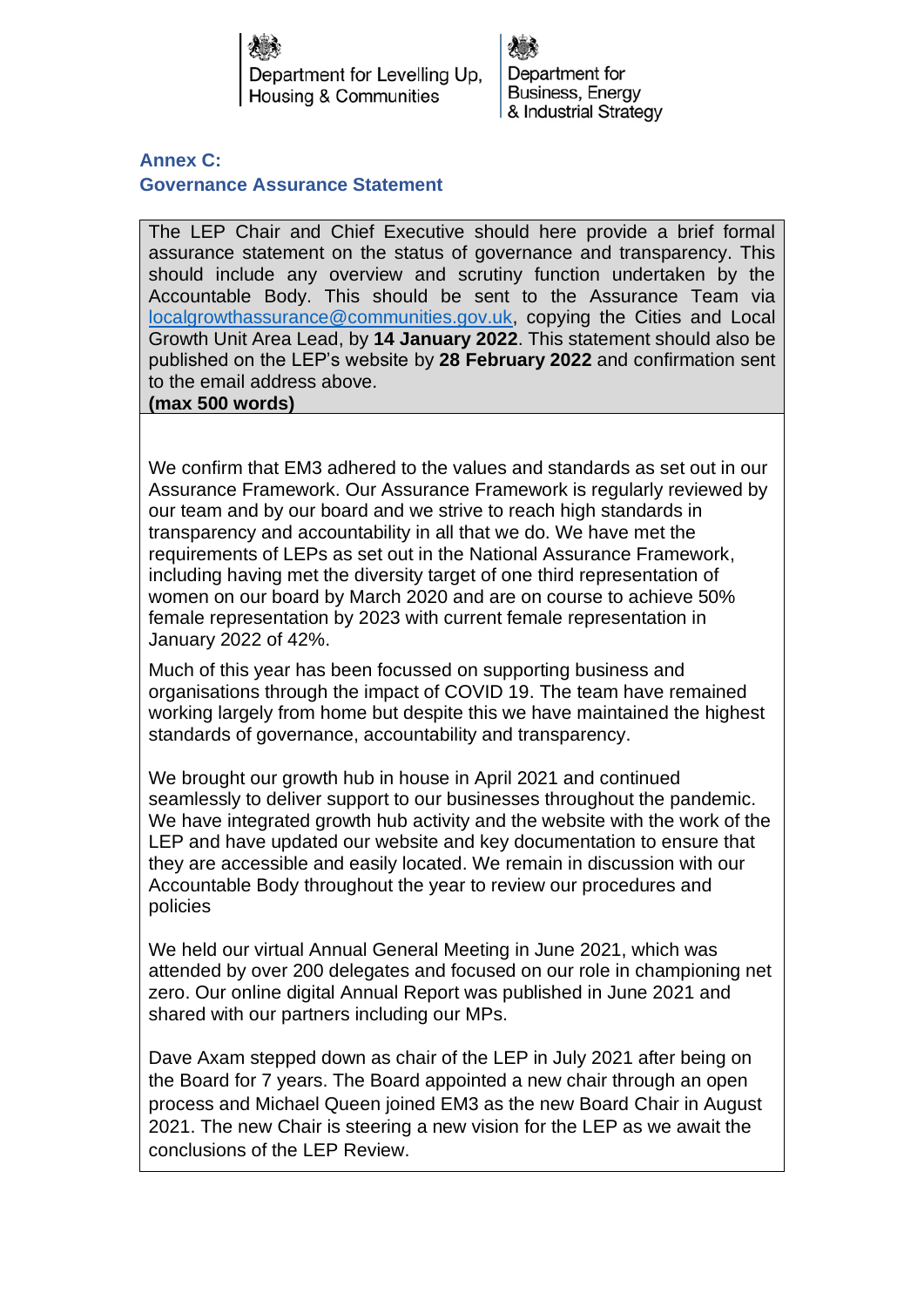Department for Levelling Up, Housing & Communities

Department for Business, Energy & Industrial Strategy

## Annex C:
## Governance Assurance Statement

The LEP Chair and Chief Executive should here provide a brief formal assurance statement on the status of governance and transparency. This should include any overview and scrutiny function undertaken by the Accountable Body. This should be sent to the Assurance Team via localgrowthassurance@communities.gov.uk, copying the Cities and Local Growth Unit Area Lead, by **14 January 2022**. This statement should also be published on the LEP's website by **28 February 2022** and confirmation sent to the email address above.
**(max 500 words)**

We confirm that EM3 adhered to the values and standards as set out in our Assurance Framework. Our Assurance Framework is regularly reviewed by our team and by our board and we strive to reach high standards in transparency and accountability in all that we do. We have met the requirements of LEPs as set out in the National Assurance Framework, including having met the diversity target of one third representation of women on our board by March 2020 and are on course to achieve 50% female representation by 2023 with current female representation in January 2022 of 42%.

Much of this year has been focussed on supporting business and organisations through the impact of COVID 19. The team have remained working largely from home but despite this we have maintained the highest standards of governance, accountability and transparency.

We brought our growth hub in house in April 2021 and continued seamlessly to deliver support to our businesses throughout the pandemic. We have integrated growth hub activity and the website with the work of the LEP and have updated our website and key documentation to ensure that they are accessible and easily located. We remain in discussion with our Accountable Body throughout the year to review our procedures and policies

We held our virtual Annual General Meeting in June 2021, which was attended by over 200 delegates and focused on our role in championing net zero. Our online digital Annual Report was published in June 2021 and shared with our partners including our MPs.

Dave Axam stepped down as chair of the LEP in July 2021 after being on the Board for 7 years. The Board appointed a new chair through an open process and Michael Queen joined EM3 as the new Board Chair in August 2021. The new Chair is steering a new vision for the LEP as we await the conclusions of the LEP Review.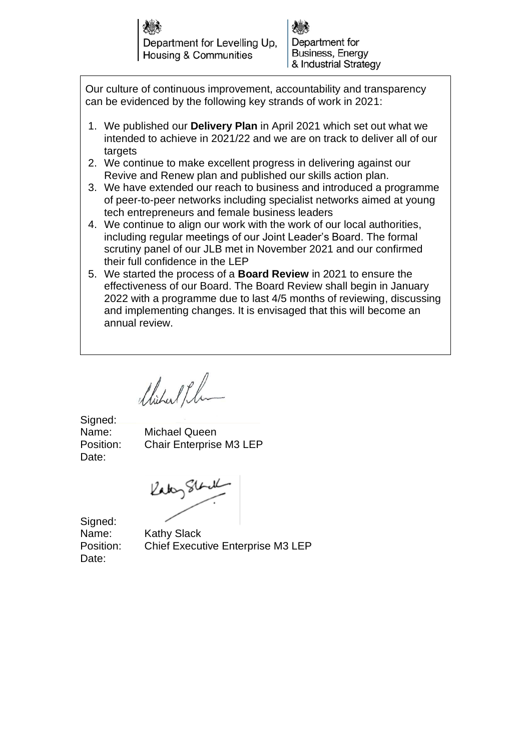Department for Levelling Up, Housing & Communities

Department for Business, Energy & Industrial Strategy

Our culture of continuous improvement, accountability and transparency can be evidenced by the following key strands of work in 2021:

1. We published our **Delivery Plan** in April 2021 which set out what we intended to achieve in 2021/22 and we are on track to deliver all of our targets
2. We continue to make excellent progress in delivering against our Revive and Renew plan and published our skills action plan.
3. We have extended our reach to business and introduced a programme of peer-to-peer networks including specialist networks aimed at young tech entrepreneurs and female business leaders
4. We continue to align our work with the work of our local authorities, including regular meetings of our Joint Leader's Board. The formal scrutiny panel of our JLB met in November 2021 and our confirmed their full confidence in the LEP
5. We started the process of a **Board Review** in 2021 to ensure the effectiveness of our Board. The Board Review shall begin in January 2022 with a programme due to last 4/5 months of reviewing, discussing and implementing changes. It is envisaged that this will become an annual review.

Signed:
Name: Michael Queen
Position: Chair Enterprise M3 LEP
Date:

Signed:
Name: Kathy Slack
Position: Chief Executive Enterprise M3 LEP
Date: